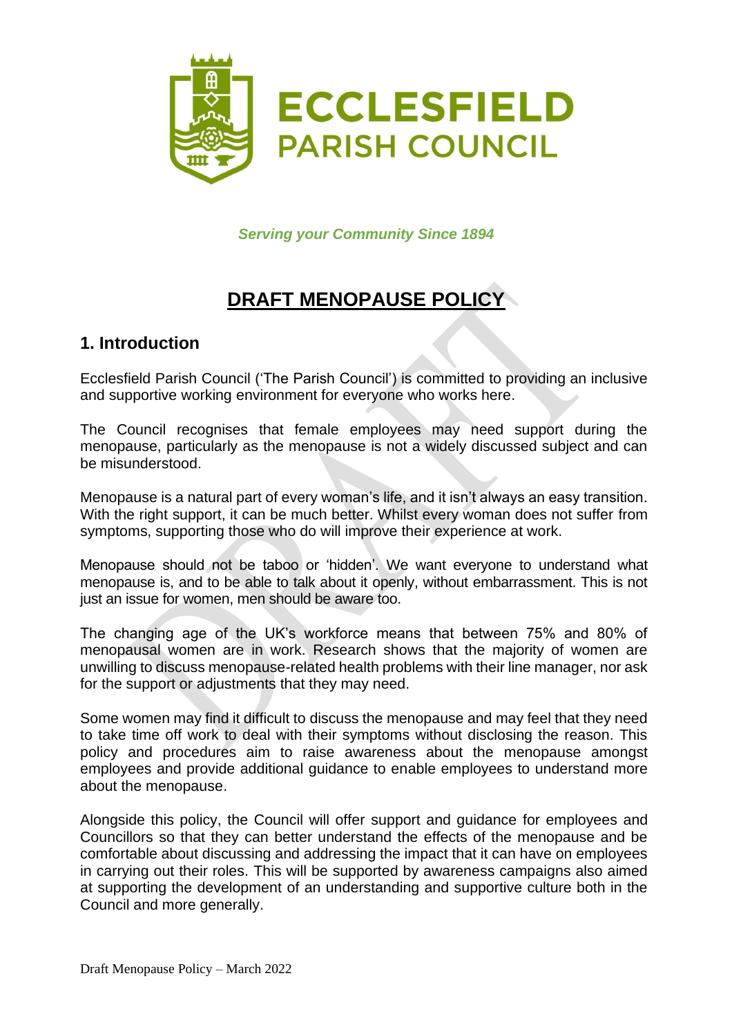ECCLESFIELD
PARISH COUNCIL

*Serving your Community Since 1894*

# DRAFT MENOPAUSE POLICY

## 1. Introduction

Ecclesfield Parish Council ('The Parish Council') is committed to providing an inclusive and supportive working environment for everyone who works here.

The Council recognises that female employees may need support during the menopause, particularly as the menopause is not a widely discussed subject and can be misunderstood.

Menopause is a natural part of every woman's life, and it isn't always an easy transition. With the right support, it can be much better. Whilst every woman does not suffer from symptoms, supporting those who do will improve their experience at work.

Menopause should not be taboo or 'hidden'. We want everyone to understand what menopause is, and to be able to talk about it openly, without embarrassment. This is not just an issue for women, men should be aware too.

The changing age of the UK's workforce means that between 75% and 80% of menopausal women are in work. Research shows that the majority of women are unwilling to discuss menopause-related health problems with their line manager, nor ask for the support or adjustments that they may need.

Some women may find it difficult to discuss the menopause and may feel that they need to take time off work to deal with their symptoms without disclosing the reason. This policy and procedures aim to raise awareness about the menopause amongst employees and provide additional guidance to enable employees to understand more about the menopause.

Alongside this policy, the Council will offer support and guidance for employees and Councillors so that they can better understand the effects of the menopause and be comfortable about discussing and addressing the impact that it can have on employees in carrying out their roles. This will be supported by awareness campaigns also aimed at supporting the development of an understanding and supportive culture both in the Council and more generally.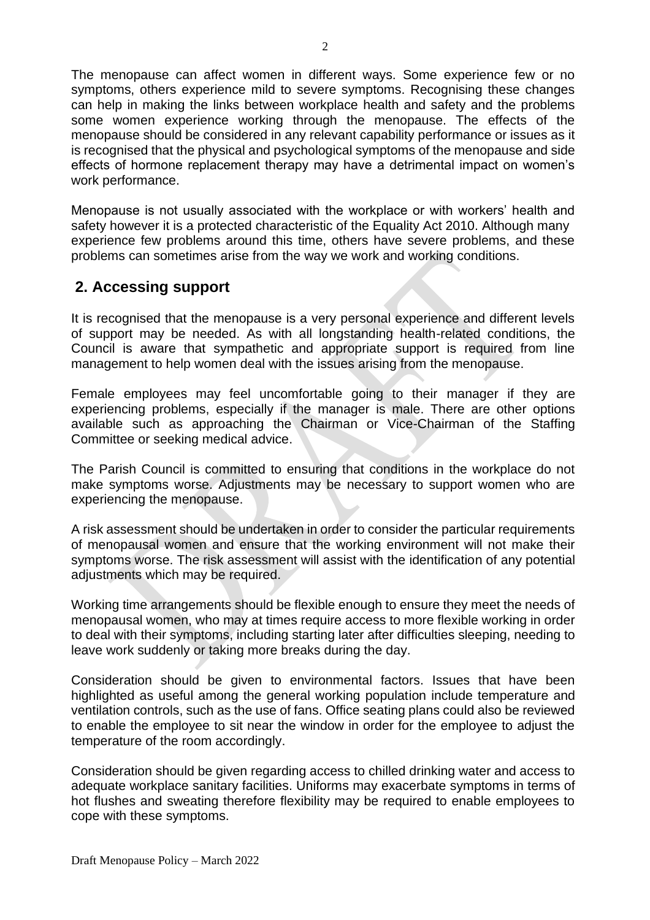The menopause can affect women in different ways. Some experience few or no symptoms, others experience mild to severe symptoms. Recognising these changes can help in making the links between workplace health and safety and the problems some women experience working through the menopause. The effects of the menopause should be considered in any relevant capability performance or issues as it is recognised that the physical and psychological symptoms of the menopause and side effects of hormone replacement therapy may have a detrimental impact on women's work performance.

Menopause is not usually associated with the workplace or with workers' health and safety however it is a protected characteristic of the Equality Act 2010. Although many experience few problems around this time, others have severe problems, and these problems can sometimes arise from the way we work and working conditions.

## 2. Accessing support

It is recognised that the menopause is a very personal experience and different levels of support may be needed. As with all longstanding health-related conditions, the Council is aware that sympathetic and appropriate support is required from line management to help women deal with the issues arising from the menopause.

Female employees may feel uncomfortable going to their manager if they are experiencing problems, especially if the manager is male. There are other options available such as approaching the Chairman or Vice-Chairman of the Staffing Committee or seeking medical advice.

The Parish Council is committed to ensuring that conditions in the workplace do not make symptoms worse. Adjustments may be necessary to support women who are experiencing the menopause.

A risk assessment should be undertaken in order to consider the particular requirements of menopausal women and ensure that the working environment will not make their symptoms worse. The risk assessment will assist with the identification of any potential adjustments which may be required.

Working time arrangements should be flexible enough to ensure they meet the needs of menopausal women, who may at times require access to more flexible working in order to deal with their symptoms, including starting later after difficulties sleeping, needing to leave work suddenly or taking more breaks during the day.

Consideration should be given to environmental factors. Issues that have been highlighted as useful among the general working population include temperature and ventilation controls, such as the use of fans. Office seating plans could also be reviewed to enable the employee to sit near the window in order for the employee to adjust the temperature of the room accordingly.

Consideration should be given regarding access to chilled drinking water and access to adequate workplace sanitary facilities. Uniforms may exacerbate symptoms in terms of hot flushes and sweating therefore flexibility may be required to enable employees to cope with these symptoms.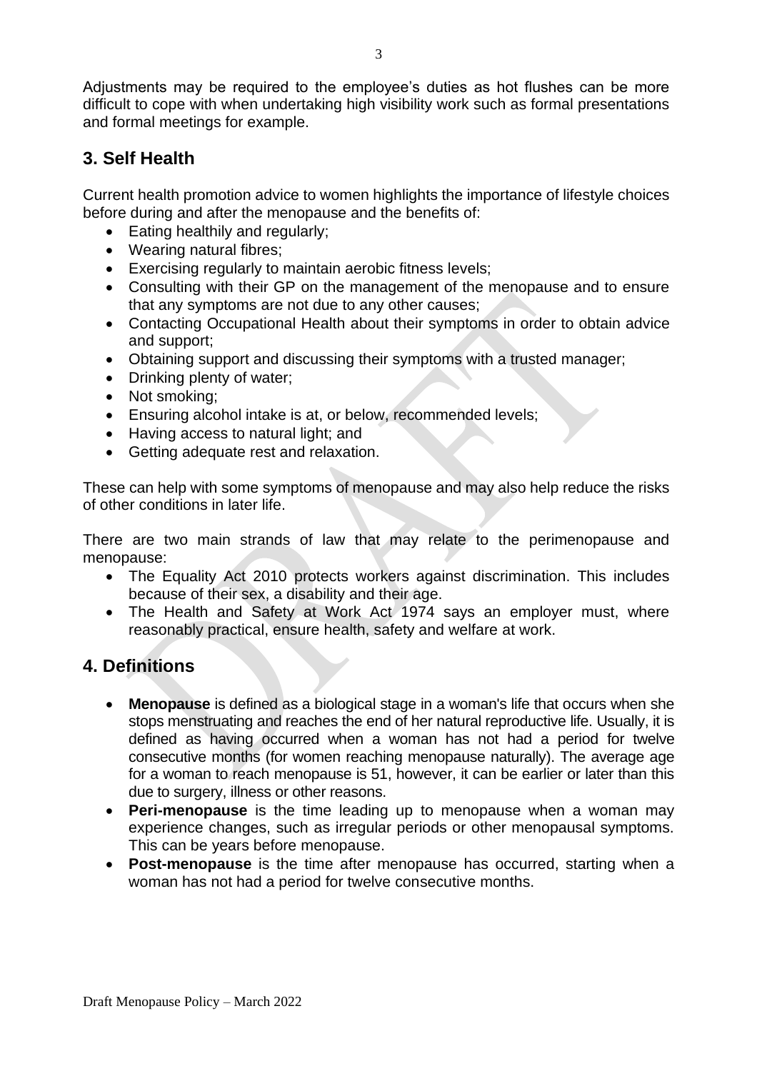Adjustments may be required to the employee's duties as hot flushes can be more difficult to cope with when undertaking high visibility work such as formal presentations and formal meetings for example.

## 3. Self Health

Current health promotion advice to women highlights the importance of lifestyle choices before during and after the menopause and the benefits of:

- Eating healthily and regularly;
- Wearing natural fibres;
- Exercising regularly to maintain aerobic fitness levels;
- Consulting with their GP on the management of the menopause and to ensure that any symptoms are not due to any other causes;
- Contacting Occupational Health about their symptoms in order to obtain advice and support;
- Obtaining support and discussing their symptoms with a trusted manager;
- Drinking plenty of water;
- Not smoking;
- Ensuring alcohol intake is at, or below, recommended levels;
- Having access to natural light; and
- Getting adequate rest and relaxation.

These can help with some symptoms of menopause and may also help reduce the risks of other conditions in later life.

There are two main strands of law that may relate to the perimenopause and menopause:

- The Equality Act 2010 protects workers against discrimination. This includes because of their sex, a disability and their age.
- The Health and Safety at Work Act 1974 says an employer must, where reasonably practical, ensure health, safety and welfare at work.

## 4. Definitions

- **Menopause** is defined as a biological stage in a woman's life that occurs when she stops menstruating and reaches the end of her natural reproductive life. Usually, it is defined as having occurred when a woman has not had a period for twelve consecutive months (for women reaching menopause naturally). The average age for a woman to reach menopause is 51, however, it can be earlier or later than this due to surgery, illness or other reasons.
- **Peri-menopause** is the time leading up to menopause when a woman may experience changes, such as irregular periods or other menopausal symptoms. This can be years before menopause.
- **Post-menopause** is the time after menopause has occurred, starting when a woman has not had a period for twelve consecutive months.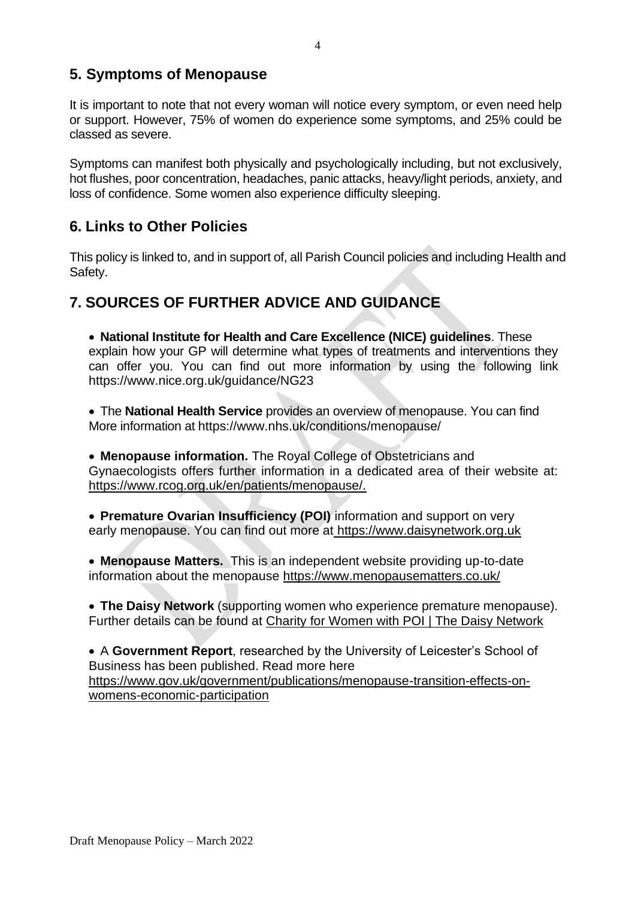## 5. Symptoms of Menopause

It is important to note that not every woman will notice every symptom, or even need help or support. However, 75% of women do experience some symptoms, and 25% could be classed as severe.

Symptoms can manifest both physically and psychologically including, but not exclusively, hot flushes, poor concentration, headaches, panic attacks, heavy/light periods, anxiety, and loss of confidence. Some women also experience difficulty sleeping.

## 6. Links to Other Policies

This policy is linked to, and in support of, all Parish Council policies and including Health and Safety.

## 7. SOURCES OF FURTHER ADVICE AND GUIDANCE

- **National Institute for Health and Care Excellence (NICE) guidelines**. These explain how your GP will determine what types of treatments and interventions they can offer you. You can find out more information by using the following link https://www.nice.org.uk/guidance/NG23

- The **National Health Service** provides an overview of menopause. You can find More information at https://www.nhs.uk/conditions/menopause/

- **Menopause information.** The Royal College of Obstetricians and Gynaecologists offers further information in a dedicated area of their website at: https://www.rcog.org.uk/en/patients/menopause/.

- **Premature Ovarian Insufficiency (POI)** information and support on very early menopause. You can find out more at https://www.daisynetwork.org.uk

- **Menopause Matters.** This is an independent website providing up-to-date information about the menopause https://www.menopausematters.co.uk/

- **The Daisy Network** (supporting women who experience premature menopause). Further details can be found at Charity for Women with POI | The Daisy Network

- A **Government Report**, researched by the University of Leicester's School of Business has been published. Read more here https://www.gov.uk/government/publications/menopause-transition-effects-on-womens-economic-participation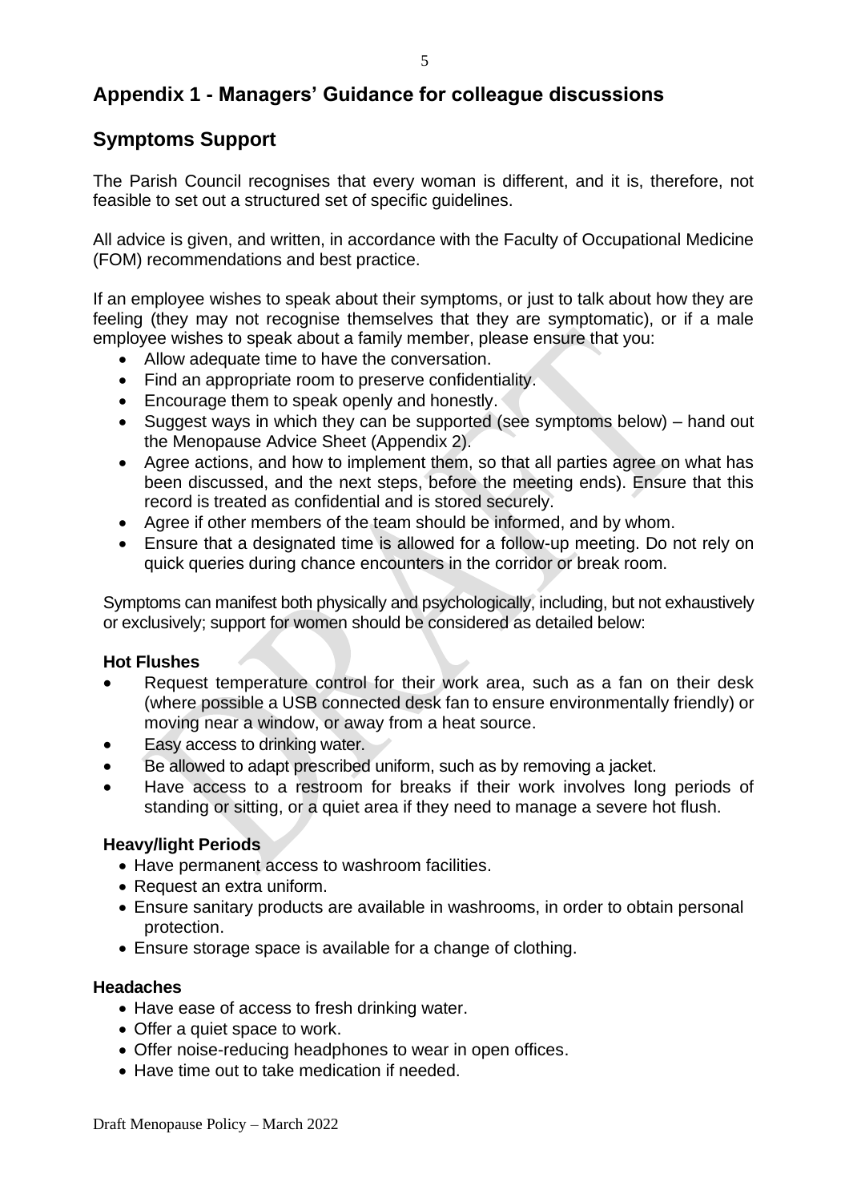## Appendix 1 - Managers' Guidance for colleague discussions

## Symptoms Support

The Parish Council recognises that every woman is different, and it is, therefore, not feasible to set out a structured set of specific guidelines.

All advice is given, and written, in accordance with the Faculty of Occupational Medicine (FOM) recommendations and best practice.

If an employee wishes to speak about their symptoms, or just to talk about how they are feeling (they may not recognise themselves that they are symptomatic), or if a male employee wishes to speak about a family member, please ensure that you:

- Allow adequate time to have the conversation.
- Find an appropriate room to preserve confidentiality.
- Encourage them to speak openly and honestly.
- Suggest ways in which they can be supported (see symptoms below) – hand out the Menopause Advice Sheet (Appendix 2).
- Agree actions, and how to implement them, so that all parties agree on what has been discussed, and the next steps, before the meeting ends). Ensure that this record is treated as confidential and is stored securely.
- Agree if other members of the team should be informed, and by whom.
- Ensure that a designated time is allowed for a follow-up meeting. Do not rely on quick queries during chance encounters in the corridor or break room.

Symptoms can manifest both physically and psychologically, including, but not exhaustively or exclusively; support for women should be considered as detailed below:

**Hot Flushes**

- Request temperature control for their work area, such as a fan on their desk (where possible a USB connected desk fan to ensure environmentally friendly) or moving near a window, or away from a heat source.
- Easy access to drinking water.
- Be allowed to adapt prescribed uniform, such as by removing a jacket.
- Have access to a restroom for breaks if their work involves long periods of standing or sitting, or a quiet area if they need to manage a severe hot flush.

**Heavy/light Periods**

- Have permanent access to washroom facilities.
- Request an extra uniform.
- Ensure sanitary products are available in washrooms, in order to obtain personal protection.
- Ensure storage space is available for a change of clothing.

**Headaches**

- Have ease of access to fresh drinking water.
- Offer a quiet space to work.
- Offer noise-reducing headphones to wear in open offices.
- Have time out to take medication if needed.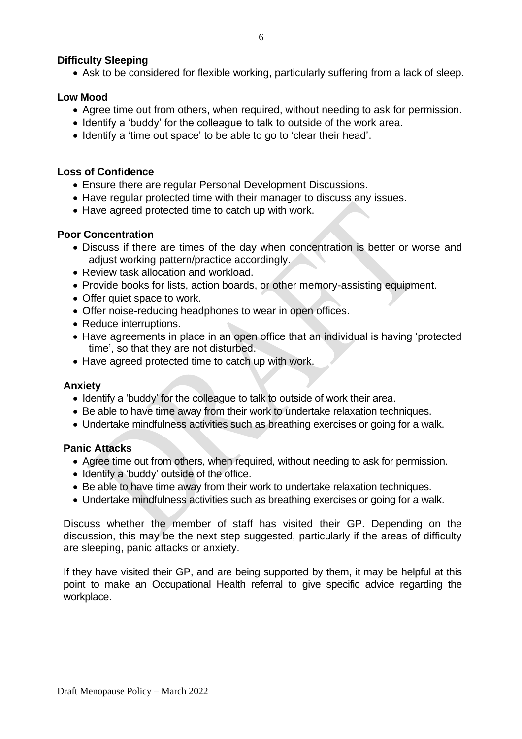**Difficulty Sleeping**

- Ask to be considered for flexible working, particularly suffering from a lack of sleep.

**Low Mood**

- Agree time out from others, when required, without needing to ask for permission.
- Identify a 'buddy' for the colleague to talk to outside of the work area.
- Identify a 'time out space' to be able to go to 'clear their head'.

**Loss of Confidence**

- Ensure there are regular Personal Development Discussions.
- Have regular protected time with their manager to discuss any issues.
- Have agreed protected time to catch up with work.

**Poor Concentration**

- Discuss if there are times of the day when concentration is better or worse and adjust working pattern/practice accordingly.
- Review task allocation and workload.
- Provide books for lists, action boards, or other memory-assisting equipment.
- Offer quiet space to work.
- Offer noise-reducing headphones to wear in open offices.
- Reduce interruptions.
- Have agreements in place in an open office that an individual is having 'protected time', so that they are not disturbed.
- Have agreed protected time to catch up with work.

**Anxiety**

- Identify a 'buddy' for the colleague to talk to outside of work their area.
- Be able to have time away from their work to undertake relaxation techniques.
- Undertake mindfulness activities such as breathing exercises or going for a walk.

**Panic Attacks**

- Agree time out from others, when required, without needing to ask for permission.
- Identify a 'buddy' outside of the office.
- Be able to have time away from their work to undertake relaxation techniques.
- Undertake mindfulness activities such as breathing exercises or going for a walk.

Discuss whether the member of staff has visited their GP. Depending on the discussion, this may be the next step suggested, particularly if the areas of difficulty are sleeping, panic attacks or anxiety.

If they have visited their GP, and are being supported by them, it may be helpful at this point to make an Occupational Health referral to give specific advice regarding the workplace.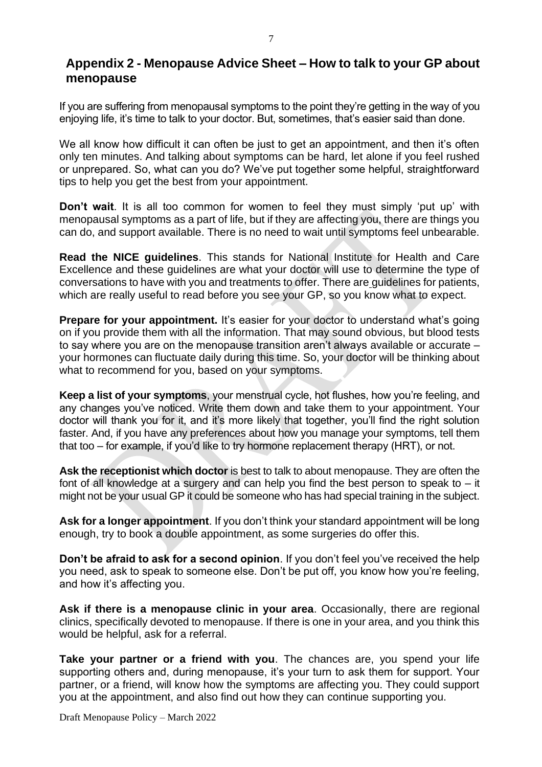## Appendix 2 - Menopause Advice Sheet – How to talk to your GP about menopause

If you are suffering from menopausal symptoms to the point they're getting in the way of you enjoying life, it's time to talk to your doctor. But, sometimes, that's easier said than done.

We all know how difficult it can often be just to get an appointment, and then it's often only ten minutes. And talking about symptoms can be hard, let alone if you feel rushed or unprepared. So, what can you do? We've put together some helpful, straightforward tips to help you get the best from your appointment.

**Don't wait**. It is all too common for women to feel they must simply 'put up' with menopausal symptoms as a part of life, but if they are affecting you, there are things you can do, and support available. There is no need to wait until symptoms feel unbearable.

**Read the NICE guidelines**. This stands for National Institute for Health and Care Excellence and these guidelines are what your doctor will use to determine the type of conversations to have with you and treatments to offer. There are guidelines for patients, which are really useful to read before you see your GP, so you know what to expect.

**Prepare for your appointment.** It's easier for your doctor to understand what's going on if you provide them with all the information. That may sound obvious, but blood tests to say where you are on the menopause transition aren't always available or accurate – your hormones can fluctuate daily during this time. So, your doctor will be thinking about what to recommend for you, based on your symptoms.

**Keep a list of your symptoms**, your menstrual cycle, hot flushes, how you're feeling, and any changes you've noticed. Write them down and take them to your appointment. Your doctor will thank you for it, and it's more likely that together, you'll find the right solution faster. And, if you have any preferences about how you manage your symptoms, tell them that too – for example, if you'd like to try hormone replacement therapy (HRT), or not.

**Ask the receptionist which doctor** is best to talk to about menopause. They are often the font of all knowledge at a surgery and can help you find the best person to speak to – it might not be your usual GP it could be someone who has had special training in the subject.

**Ask for a longer appointment**. If you don't think your standard appointment will be long enough, try to book a double appointment, as some surgeries do offer this.

**Don't be afraid to ask for a second opinion**. If you don't feel you've received the help you need, ask to speak to someone else. Don't be put off, you know how you're feeling, and how it's affecting you.

**Ask if there is a menopause clinic in your area**. Occasionally, there are regional clinics, specifically devoted to menopause. If there is one in your area, and you think this would be helpful, ask for a referral.

**Take your partner or a friend with you**. The chances are, you spend your life supporting others and, during menopause, it's your turn to ask them for support. Your partner, or a friend, will know how the symptoms are affecting you. They could support you at the appointment, and also find out how they can continue supporting you.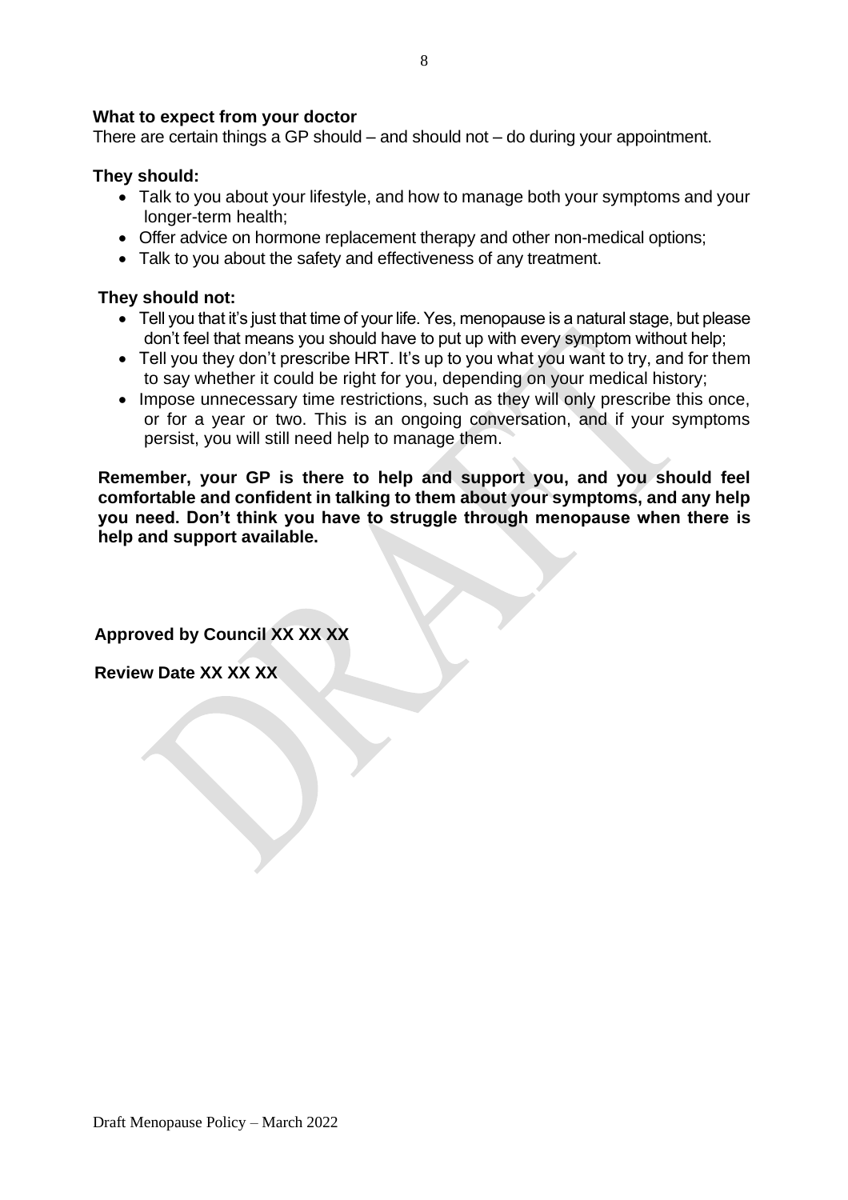**What to expect from your doctor**

There are certain things a GP should – and should not – do during your appointment.

**They should:**

- Talk to you about your lifestyle, and how to manage both your symptoms and your longer-term health;
- Offer advice on hormone replacement therapy and other non-medical options;
- Talk to you about the safety and effectiveness of any treatment.

**They should not:**

- Tell you that it's just that time of your life. Yes, menopause is a natural stage, but please don't feel that means you should have to put up with every symptom without help;
- Tell you they don't prescribe HRT. It's up to you what you want to try, and for them to say whether it could be right for you, depending on your medical history;
- Impose unnecessary time restrictions, such as they will only prescribe this once, or for a year or two. This is an ongoing conversation, and if your symptoms persist, you will still need help to manage them.

**Remember, your GP is there to help and support you, and you should feel comfortable and confident in talking to them about your symptoms, and any help you need. Don't think you have to struggle through menopause when there is help and support available.**

**Approved by Council XX XX XX**

**Review Date XX XX XX**